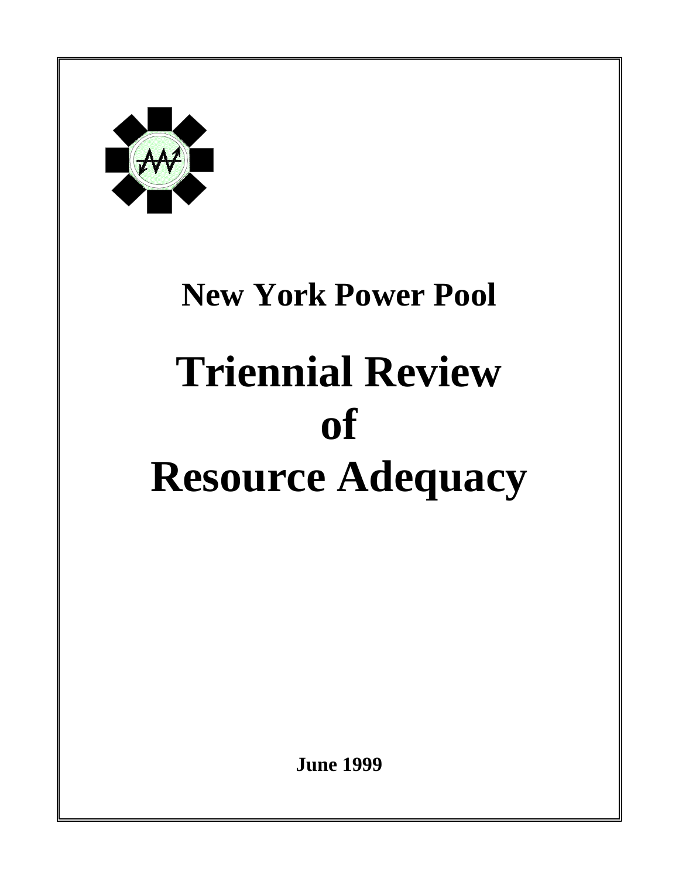## New York Power Pool

# Triennial Review of Resource Adequacy

**June 1999**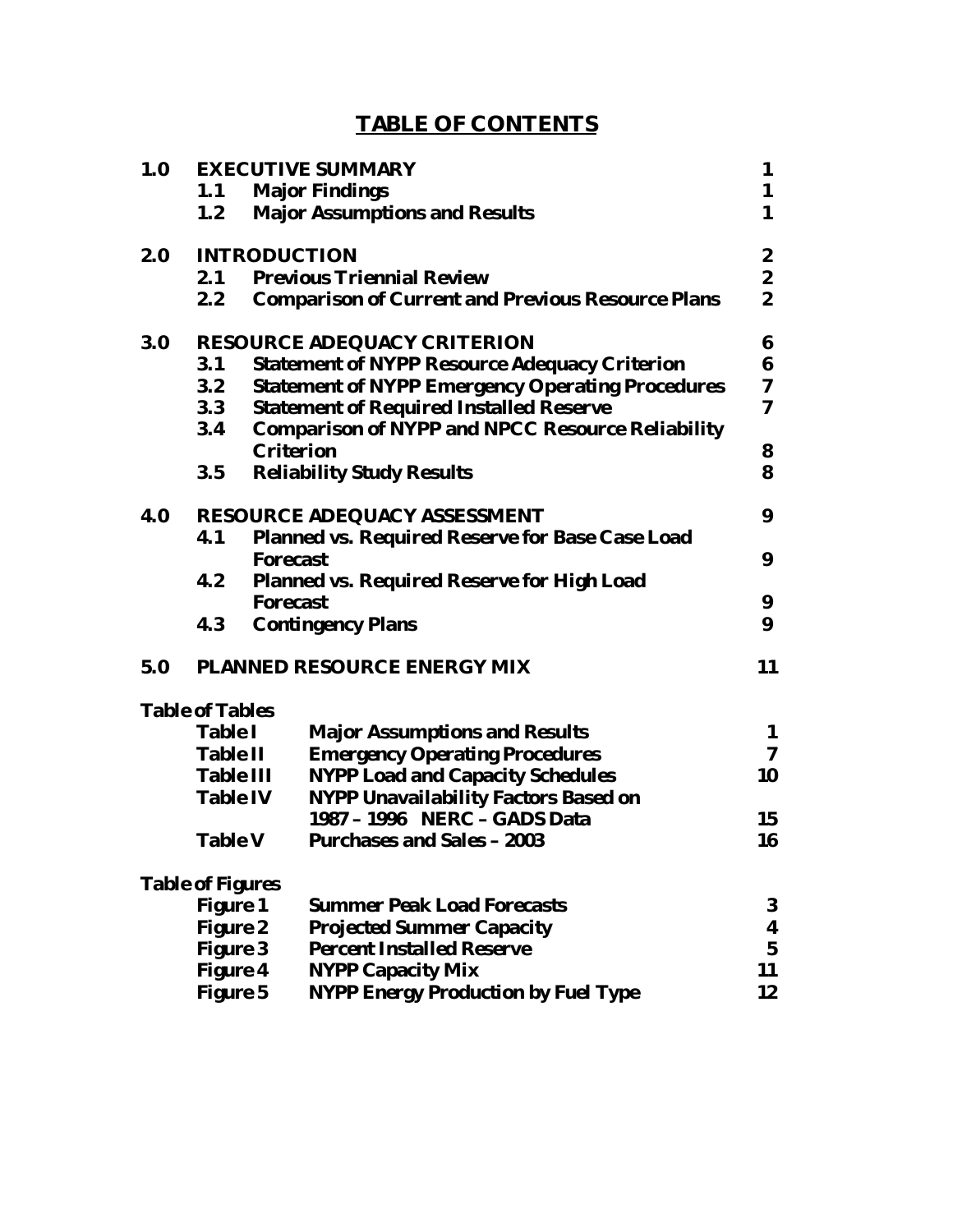# TABLE OF CONTENTS

| | | | |
|---|---|---|---|
| **1.0** | **EXECUTIVE SUMMARY** | | **1** |
| | **1.1** | **Major Findings** | **1** |
| | **1.2** | **Major Assumptions and Results** | **1** |
| **2.0** | **INTRODUCTION** | | **2** |
| | **2.1** | **Previous Triennial Review** | **2** |
| | **2.2** | **Comparison of Current and Previous Resource Plans** | **2** |
| **3.0** | **RESOURCE ADEQUACY CRITERION** | | **6** |
| | **3.1** | **Statement of NYPP Resource Adequacy Criterion** | **6** |
| | **3.2** | **Statement of NYPP Emergency Operating Procedures** | **7** |
| | **3.3** | **Statement of Required Installed Reserve** | **7** |
| | **3.4** | **Comparison of NYPP and NPCC Resource Reliability Criterion** | **8** |
| | **3.5** | **Reliability Study Results** | **8** |
| **4.0** | **RESOURCE ADEQUACY ASSESSMENT** | | **9** |
| | **4.1** | **Planned vs. Required Reserve for Base Case Load Forecast** | **9** |
| | **4.2** | **Planned vs. Required Reserve for High Load Forecast** | **9** |
| | **4.3** | **Contingency Plans** | **9** |
| **5.0** | **PLANNED RESOURCE ENERGY MIX** | | **11** |

**Table of Tables**

| | | |
|---|---|---|
| **Table I** | **Major Assumptions and Results** | **1** |
| **Table II** | **Emergency Operating Procedures** | **7** |
| **Table III** | **NYPP Load and Capacity Schedules** | **10** |
| **Table IV** | **NYPP Unavailability Factors Based on 1987 – 1996 NERC – GADS Data** | **15** |
| **Table V** | **Purchases and Sales – 2003** | **16** |

**Table of Figures**

| | | |
|---|---|---|
| **Figure 1** | **Summer Peak Load Forecasts** | **3** |
| **Figure 2** | **Projected Summer Capacity** | **4** |
| **Figure 3** | **Percent Installed Reserve** | **5** |
| **Figure 4** | **NYPP Capacity Mix** | **11** |
| **Figure 5** | **NYPP Energy Production by Fuel Type** | **12** |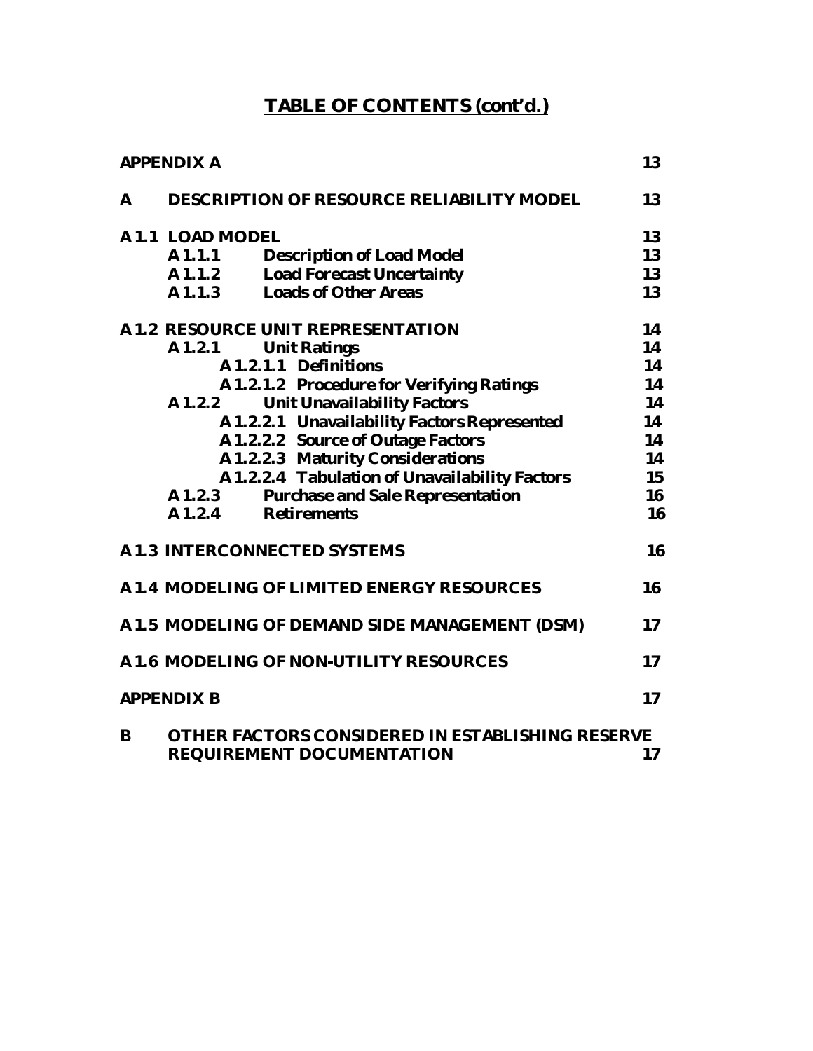# TABLE OF CONTENTS (cont'd.)

| | | |
|---|---|---|
| **APPENDIX A** | | **13** |
| **A** | **DESCRIPTION OF RESOURCE RELIABILITY MODEL** | **13** |
| **A 1.1 LOAD MODEL** | | **13** |
| **A 1.1.1** | **Description of Load Model** | **13** |
| **A 1.1.2** | **Load Forecast Uncertainty** | **13** |
| **A 1.1.3** | **Loads of Other Areas** | **13** |
| **A 1.2 RESOURCE UNIT REPRESENTATION** | | **14** |
| **A 1.2.1** | **Unit Ratings** | **14** |
| | **A 1.2.1.1 Definitions** | **14** |
| | **A 1.2.1.2 Procedure for Verifying Ratings** | **14** |
| **A 1.2.2** | **Unit Unavailability Factors** | **14** |
| | **A 1.2.2.1 Unavailability Factors Represented** | **14** |
| | **A 1.2.2.2 Source of Outage Factors** | **14** |
| | **A 1.2.2.3 Maturity Considerations** | **14** |
| | **A 1.2.2.4 Tabulation of Unavailability Factors** | **15** |
| **A 1.2.3** | **Purchase and Sale Representation** | **16** |
| **A 1.2.4** | **Retirements** | **16** |
| **A 1.3 INTERCONNECTED SYSTEMS** | | **16** |
| **A 1.4 MODELING OF LIMITED ENERGY RESOURCES** | | **16** |
| **A 1.5 MODELING OF DEMAND SIDE MANAGEMENT (DSM)** | | **17** |
| **A 1.6 MODELING OF NON-UTILITY RESOURCES** | | **17** |
| **APPENDIX B** | | **17** |
| **B** | **OTHER FACTORS CONSIDERED IN ESTABLISHING RESERVE REQUIREMENT DOCUMENTATION** | **17** |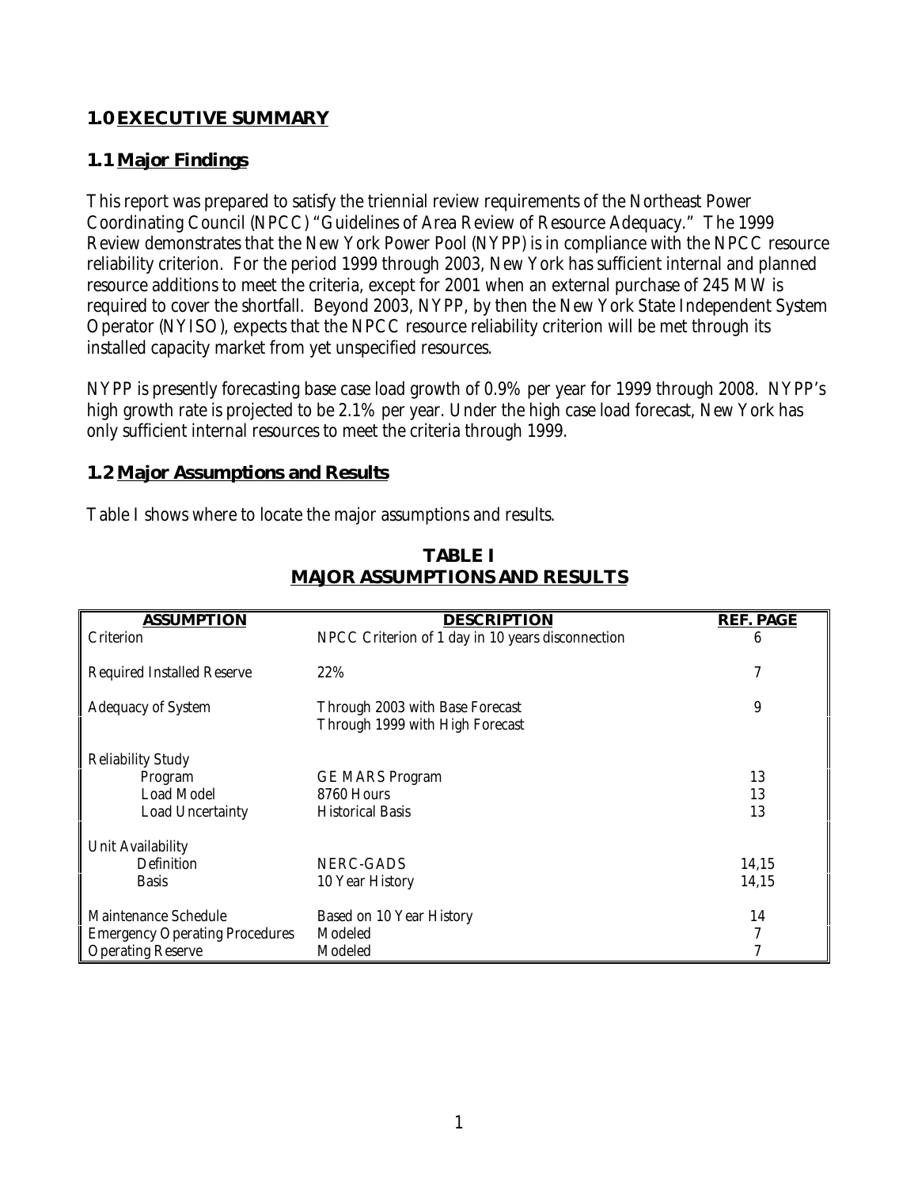# 1.0 EXECUTIVE SUMMARY

## 1.1 Major Findings

This report was prepared to satisfy the triennial review requirements of the Northeast Power Coordinating Council (NPCC) "Guidelines of Area Review of Resource Adequacy." The 1999 Review demonstrates that the New York Power Pool (NYPP) is in compliance with the NPCC resource reliability criterion. For the period 1999 through 2003, New York has sufficient internal and planned resource additions to meet the criteria, except for 2001 when an external purchase of 245 MW is required to cover the shortfall. Beyond 2003, NYPP, by then the New York State Independent System Operator (NYISO), expects that the NPCC resource reliability criterion will be met through its installed capacity market from yet unspecified resources.

NYPP is presently forecasting base case load growth of 0.9% per year for 1999 through 2008. NYPP's high growth rate is projected to be 2.1% per year. Under the high case load forecast, New York has only sufficient internal resources to meet the criteria through 1999.

## 1.2 Major Assumptions and Results

Table I shows where to locate the major assumptions and results.

**TABLE I**
**MAJOR ASSUMPTIONS AND RESULTS**

| ASSUMPTION | DESCRIPTION | REF. PAGE |
|---|---|---|
| Criterion | NPCC Criterion of 1 day in 10 years disconnection | 6 |
| Required Installed Reserve | 22% | 7 |
| Adequacy of System | Through 2003 with Base Forecast<br>Through 1999 with High Forecast | 9 |
| Reliability Study | | |
| Program | GE MARS Program | 13 |
| Load Model | 8760 Hours | 13 |
| Load Uncertainty | Historical Basis | 13 |
| Unit Availability | | |
| Definition | NERC-GADS | 14,15 |
| Basis | 10 Year History | 14,15 |
| Maintenance Schedule | Based on 10 Year History | 14 |
| Emergency Operating Procedures | Modeled | 7 |
| Operating Reserve | Modeled | 7 |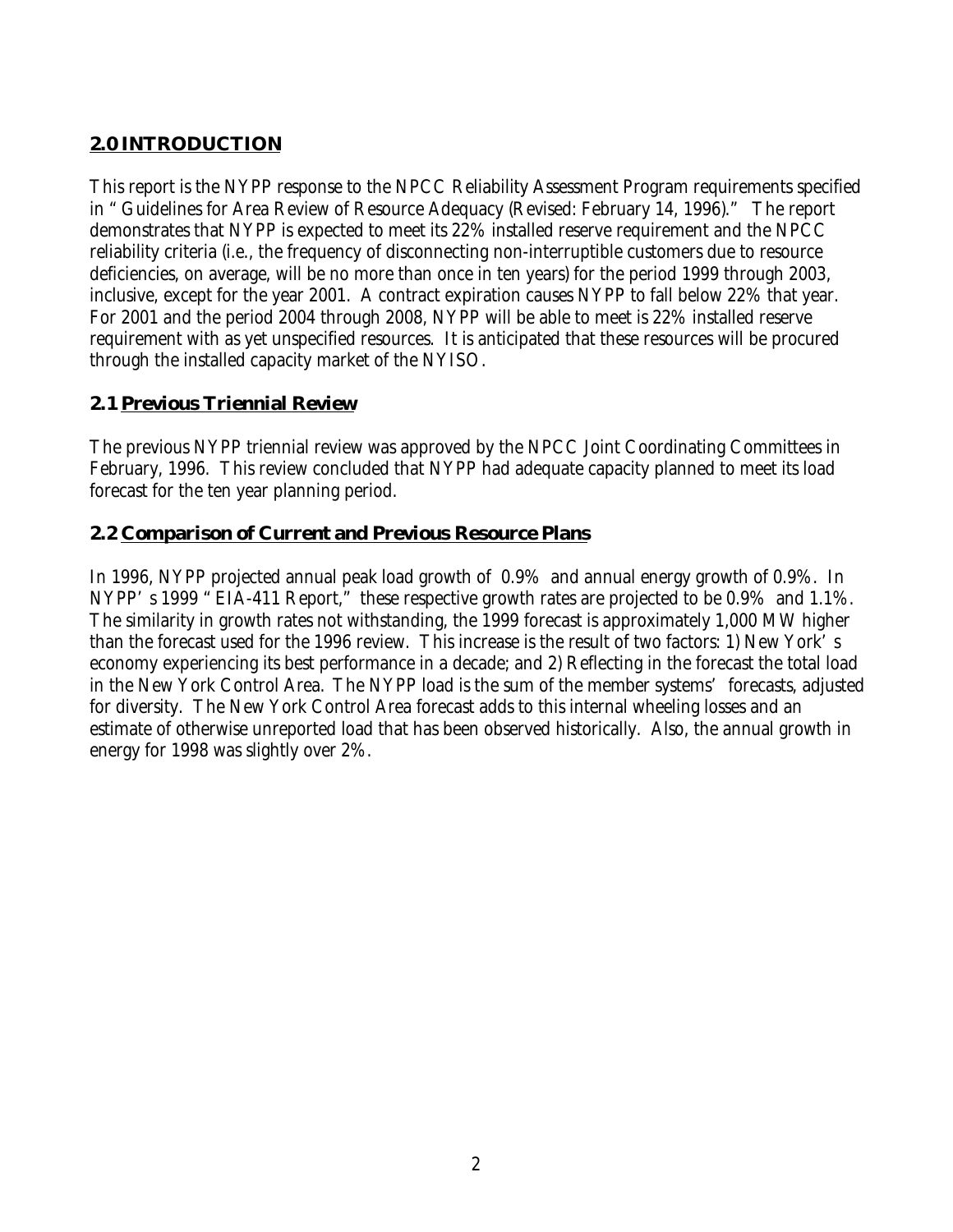## 2.0 INTRODUCTION

This report is the NYPP response to the NPCC Reliability Assessment Program requirements specified in "Guidelines for Area Review of Resource Adequacy (Revised: February 14, 1996)." The report demonstrates that NYPP is expected to meet its 22% installed reserve requirement and the NPCC reliability criteria (i.e., the frequency of disconnecting non-interruptible customers due to resource deficiencies, on average, will be no more than once in ten years) for the period 1999 through 2003, inclusive, except for the year 2001. A contract expiration causes NYPP to fall below 22% that year. For 2001 and the period 2004 through 2008, NYPP will be able to meet is 22% installed reserve requirement with as yet unspecified resources. It is anticipated that these resources will be procured through the installed capacity market of the NYISO.

### 2.1 Previous Triennial Review

The previous NYPP triennial review was approved by the NPCC Joint Coordinating Committees in February, 1996. This review concluded that NYPP had adequate capacity planned to meet its load forecast for the ten year planning period.

### 2.2 Comparison of Current and Previous Resource Plans

In 1996, NYPP projected annual peak load growth of 0.9% and annual energy growth of 0.9%. In NYPP's 1999 "EIA-411 Report," these respective growth rates are projected to be 0.9% and 1.1%. The similarity in growth rates not withstanding, the 1999 forecast is approximately 1,000 MW higher than the forecast used for the 1996 review. This increase is the result of two factors: 1) New York's economy experiencing its best performance in a decade; and 2) Reflecting in the forecast the total load in the New York Control Area. The NYPP load is the sum of the member systems' forecasts, adjusted for diversity. The New York Control Area forecast adds to this internal wheeling losses and an estimate of otherwise unreported load that has been observed historically. Also, the annual growth in energy for 1998 was slightly over 2%.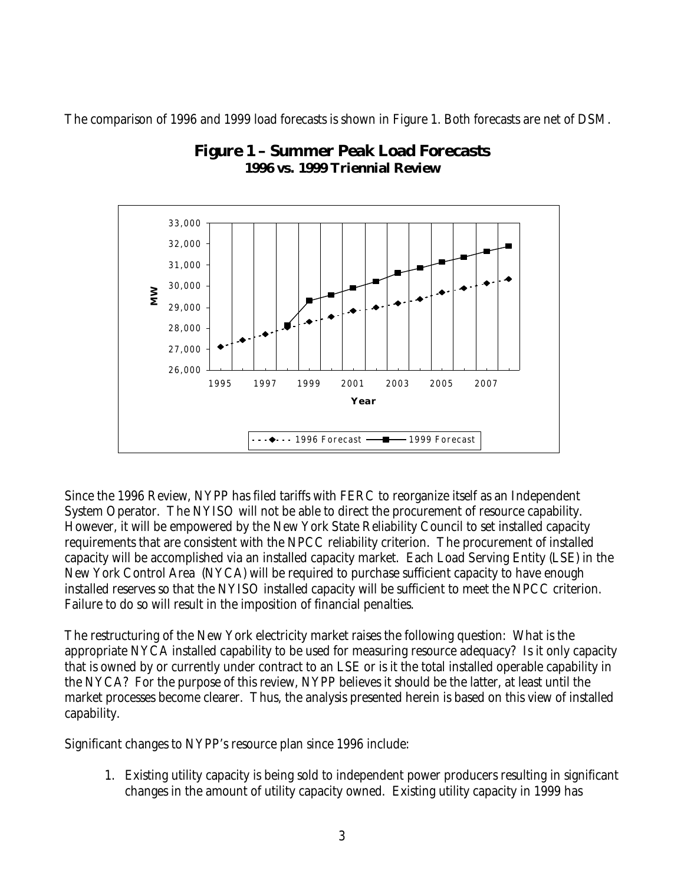The comparison of 1996 and 1999 load forecasts is shown in Figure 1. Both forecasts are net of DSM.

**Figure 1 – Summer Peak Load Forecasts**
**1996 vs. 1999 Triennial Review**

33,000
32,000
31,000
30,000
29,000
28,000
27,000
26,000

MW

1995 1997 1999 2001 2003 2005 2007

Year

1996 Forecast
1999 Forecast

Since the 1996 Review, NYPP has filed tariffs with FERC to reorganize itself as an Independent System Operator. The NYISO will not be able to direct the procurement of resource capability. However, it will be empowered by the New York State Reliability Council to set installed capacity requirements that are consistent with the NPCC reliability criterion. The procurement of installed capacity will be accomplished via an installed capacity market. Each Load Serving Entity (LSE) in the New York Control Area (NYCA) will be required to purchase sufficient capacity to have enough installed reserves so that the NYISO installed capacity will be sufficient to meet the NPCC criterion. Failure to do so will result in the imposition of financial penalties.

The restructuring of the New York electricity market raises the following question: What is the appropriate NYCA installed capability to be used for measuring resource adequacy? Is it only capacity that is owned by or currently under contract to an LSE or is it the total installed operable capability in the NYCA? For the purpose of this review, NYPP believes it should be the latter, at least until the market processes become clearer. Thus, the analysis presented herein is based on this view of installed capability.

Significant changes to NYPP's resource plan since 1996 include:

1. Existing utility capacity is being sold to independent power producers resulting in significant changes in the amount of utility capacity owned. Existing utility capacity in 1999 has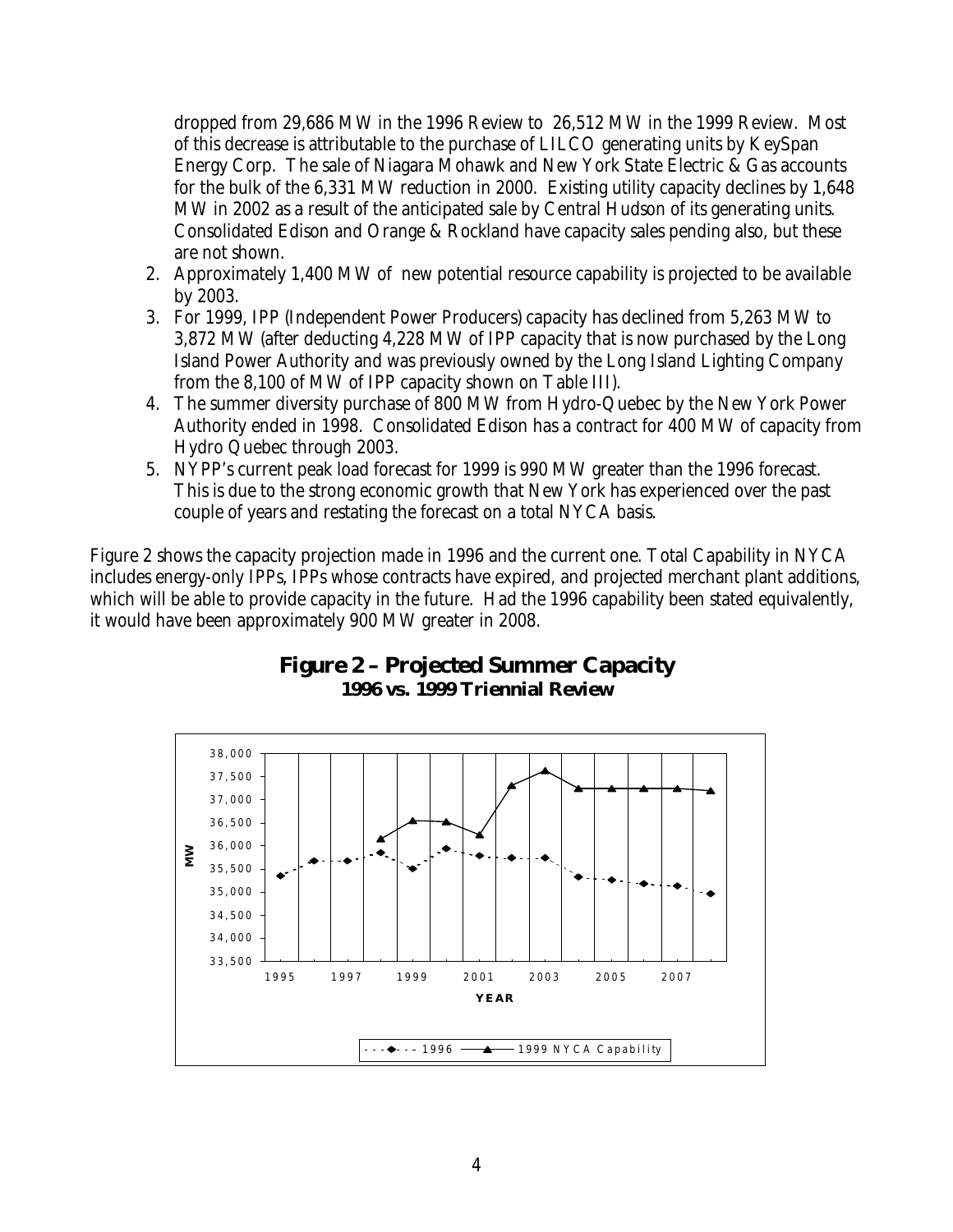dropped from 29,686 MW in the 1996 Review to 26,512 MW in the 1999 Review. Most of this decrease is attributable to the purchase of LILCO generating units by KeySpan Energy Corp. The sale of Niagara Mohawk and New York State Electric & Gas accounts for the bulk of the 6,331 MW reduction in 2000. Existing utility capacity declines by 1,648 MW in 2002 as a result of the anticipated sale by Central Hudson of its generating units. Consolidated Edison and Orange & Rockland have capacity sales pending also, but these are not shown.

2. Approximately 1,400 MW of new potential resource capability is projected to be available by 2003.
3. For 1999, IPP (Independent Power Producers) capacity has declined from 5,263 MW to 3,872 MW (after deducting 4,228 MW of IPP capacity that is now purchased by the Long Island Power Authority and was previously owned by the Long Island Lighting Company from the 8,100 of MW of IPP capacity shown on Table III).
4. The summer diversity purchase of 800 MW from Hydro-Quebec by the New York Power Authority ended in 1998. Consolidated Edison has a contract for 400 MW of capacity from Hydro Quebec through 2003.
5. NYPP's current peak load forecast for 1999 is 990 MW greater than the 1996 forecast. This is due to the strong economic growth that New York has experienced over the past couple of years and restating the forecast on a total NYCA basis.

Figure 2 shows the capacity projection made in 1996 and the current one. Total Capability in NYCA includes energy-only IPPs, IPPs whose contracts have expired, and projected merchant plant additions, which will be able to provide capacity in the future. Had the 1996 capability been stated equivalently, it would have been approximately 900 MW greater in 2008.

**Figure 2 – Projected Summer Capacity**
**1996 vs. 1999 Triennial Review**

MW
38,000
37,500
37,000
36,500
36,000
35,500
35,000
34,500
34,000
33,500

1995 1997 1999 2001 2003 2005 2007

YEAR

1996
1999 NYCA Capability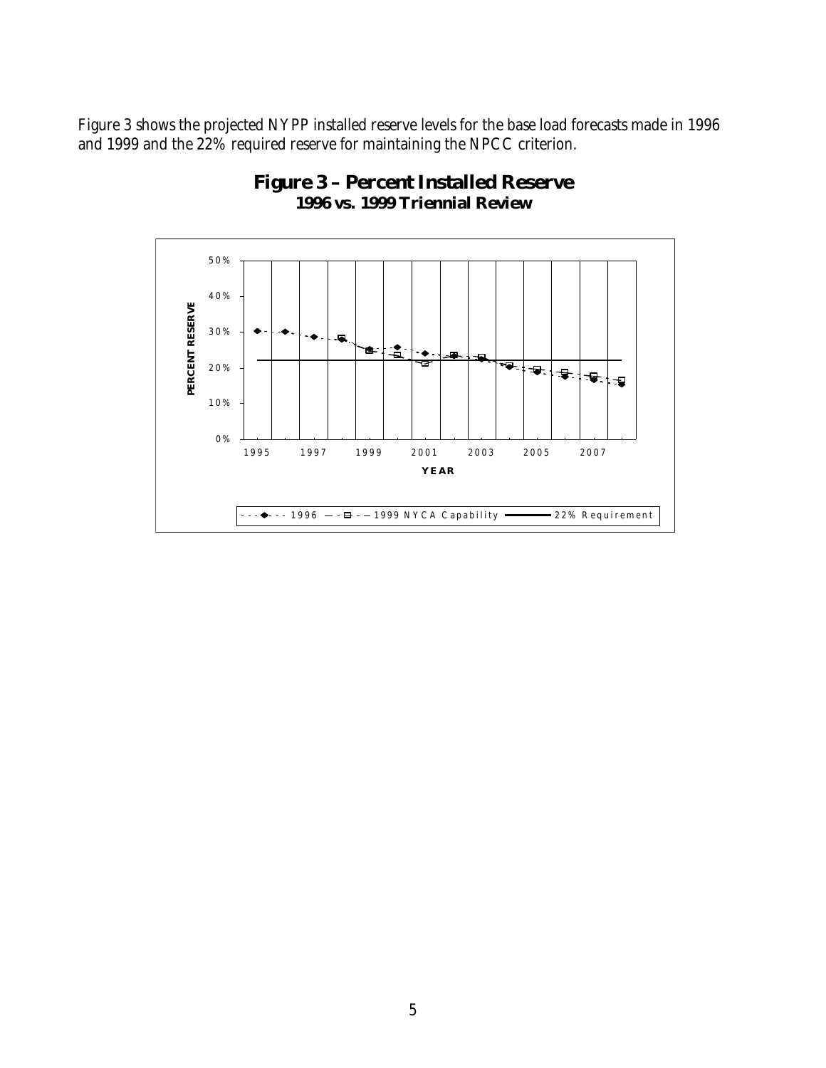Figure 3 shows the projected NYPP installed reserve levels for the base load forecasts made in 1996 and 1999 and the 22% required reserve for maintaining the NPCC criterion.

**Figure 3 – Percent Installed Reserve**
**1996 vs. 1999 Triennial Review**

PERCENT RESERVE

50%
40%
30%
20%
10%
0%

1995 1997 1999 2001 2003 2005 2007

YEAR

1996 — 1999 NYCA Capability — 22% Requirement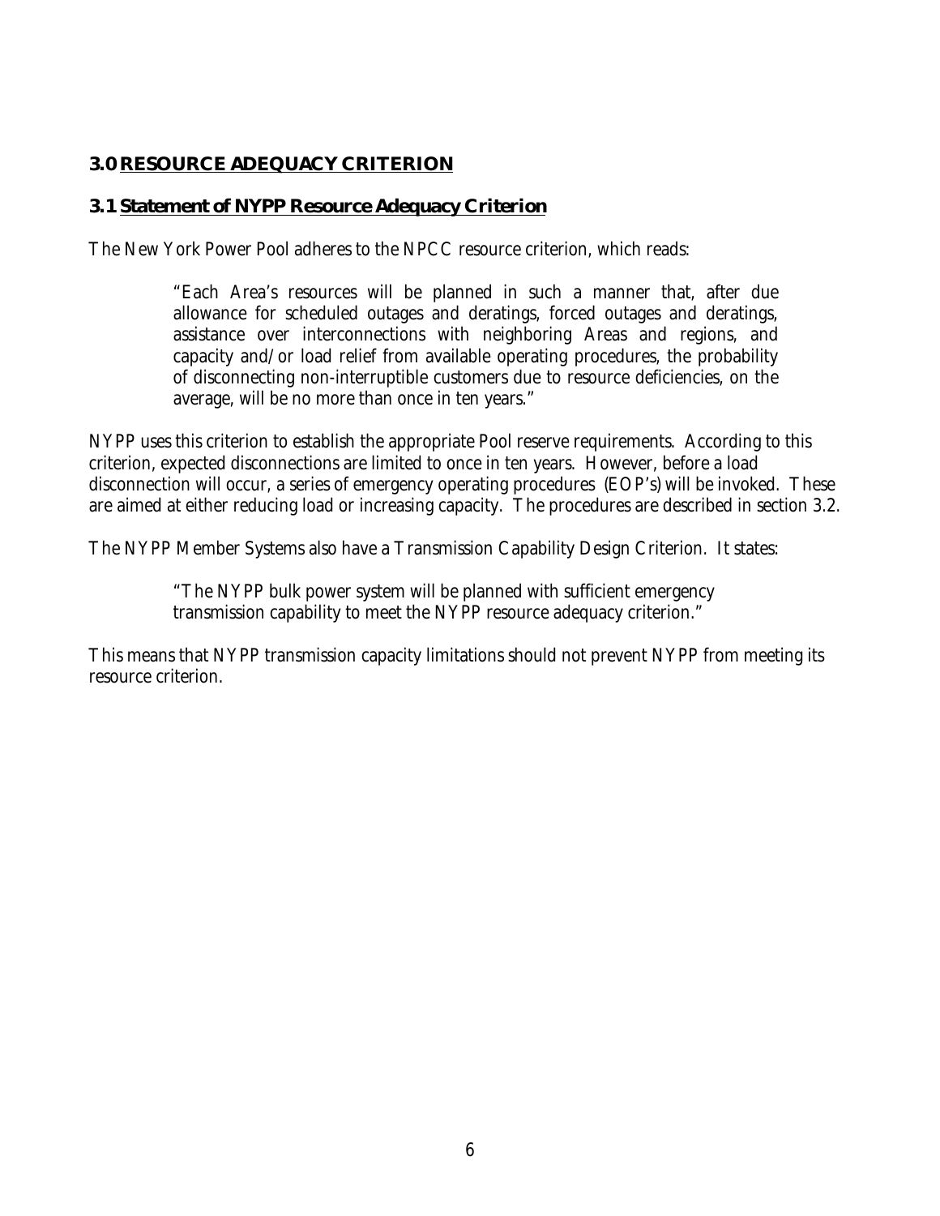## 3.0 RESOURCE ADEQUACY CRITERION

### 3.1 Statement of NYPP Resource Adequacy Criterion

The New York Power Pool adheres to the NPCC resource criterion, which reads:

> "Each Area's resources will be planned in such a manner that, after due allowance for scheduled outages and deratings, forced outages and deratings, assistance over interconnections with neighboring Areas and regions, and capacity and/or load relief from available operating procedures, the probability of disconnecting non-interruptible customers due to resource deficiencies, on the average, will be no more than once in ten years."

NYPP uses this criterion to establish the appropriate Pool reserve requirements. According to this criterion, expected disconnections are limited to once in ten years. However, before a load disconnection will occur, a series of emergency operating procedures (EOP's) will be invoked. These are aimed at either reducing load or increasing capacity. The procedures are described in section 3.2.

The NYPP Member Systems also have a Transmission Capability Design Criterion. It states:

> "The NYPP bulk power system will be planned with sufficient emergency transmission capability to meet the NYPP resource adequacy criterion."

This means that NYPP transmission capacity limitations should not prevent NYPP from meeting its resource criterion.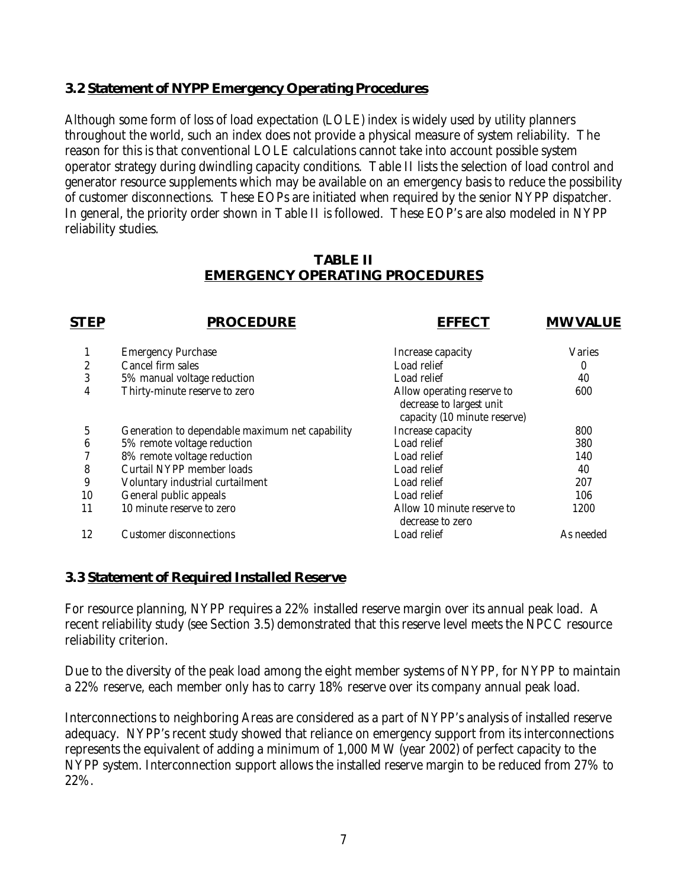### 3.2 Statement of NYPP Emergency Operating Procedures

Although some form of loss of load expectation (LOLE) index is widely used by utility planners throughout the world, such an index does not provide a physical measure of system reliability. The reason for this is that conventional LOLE calculations cannot take into account possible system operator strategy during dwindling capacity conditions. Table II lists the selection of load control and generator resource supplements which may be available on an emergency basis to reduce the possibility of customer disconnections. These EOPs are initiated when required by the senior NYPP dispatcher. In general, the priority order shown in Table II is followed. These EOP's are also modeled in NYPP reliability studies.

**TABLE II**
**EMERGENCY OPERATING PROCEDURES**

| STEP | PROCEDURE | EFFECT | MW VALUE |
|---|---|---|---|
| 1 | Emergency Purchase | Increase capacity | Varies |
| 2 | Cancel firm sales | Load relief | 0 |
| 3 | 5% manual voltage reduction | Load relief | 40 |
| 4 | Thirty-minute reserve to zero | Allow operating reserve to decrease to largest unit capacity (10 minute reserve) | 600 |
| 5 | Generation to dependable maximum net capability | Increase capacity | 800 |
| 6 | 5% remote voltage reduction | Load relief | 380 |
| 7 | 8% remote voltage reduction | Load relief | 140 |
| 8 | Curtail NYPP member loads | Load relief | 40 |
| 9 | Voluntary industrial curtailment | Load relief | 207 |
| 10 | General public appeals | Load relief | 106 |
| 11 | 10 minute reserve to zero | Allow 10 minute reserve to decrease to zero | 1200 |
| 12 | Customer disconnections | Load relief | As needed |

### 3.3 Statement of Required Installed Reserve

For resource planning, NYPP requires a 22% installed reserve margin over its annual peak load. A recent reliability study (see Section 3.5) demonstrated that this reserve level meets the NPCC resource reliability criterion.

Due to the diversity of the peak load among the eight member systems of NYPP, for NYPP to maintain a 22% reserve, each member only has to carry 18% reserve over its company annual peak load.

Interconnections to neighboring Areas are considered as a part of NYPP's analysis of installed reserve adequacy. NYPP's recent study showed that reliance on emergency support from its interconnections represents the equivalent of adding a minimum of 1,000 MW (year 2002) of perfect capacity to the NYPP system. Interconnection support allows the installed reserve margin to be reduced from 27% to 22%.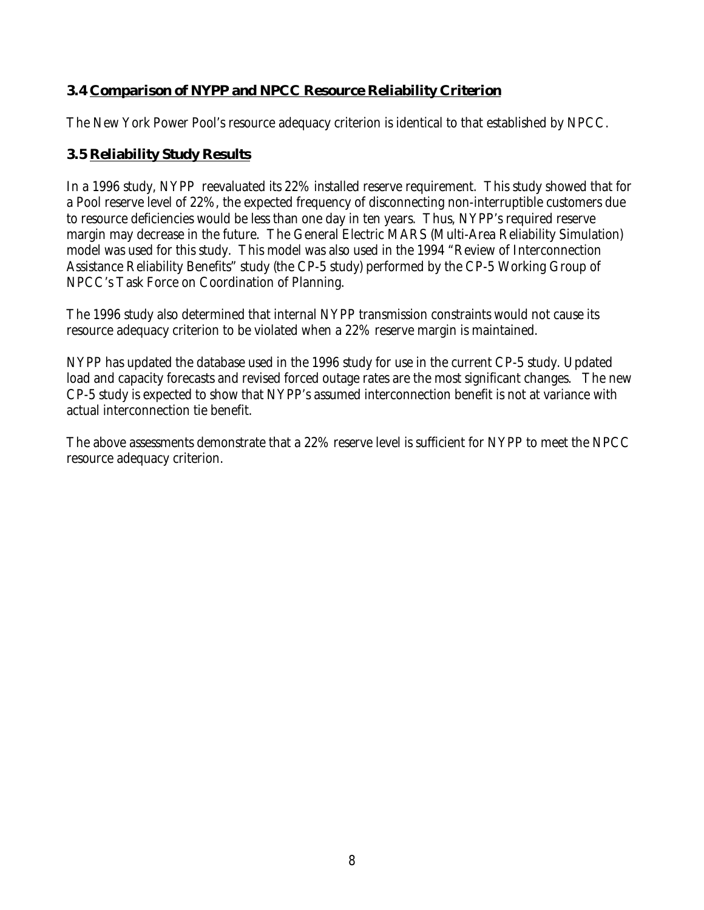## 3.4 Comparison of NYPP and NPCC Resource Reliability Criterion

The New York Power Pool's resource adequacy criterion is identical to that established by NPCC.

## 3.5 Reliability Study Results

In a 1996 study, NYPP reevaluated its 22% installed reserve requirement. This study showed that for a Pool reserve level of 22%, the expected frequency of disconnecting non-interruptible customers due to resource deficiencies would be less than one day in ten years. Thus, NYPP's required reserve margin may decrease in the future. The General Electric MARS (Multi-Area Reliability Simulation) model was used for this study. This model was also used in the 1994 "Review of Interconnection Assistance Reliability Benefits" study (the CP-5 study) performed by the CP-5 Working Group of NPCC's Task Force on Coordination of Planning.

The 1996 study also determined that internal NYPP transmission constraints would not cause its resource adequacy criterion to be violated when a 22% reserve margin is maintained.

NYPP has updated the database used in the 1996 study for use in the current CP-5 study. Updated load and capacity forecasts and revised forced outage rates are the most significant changes. The new CP-5 study is expected to show that NYPP's assumed interconnection benefit is not at variance with actual interconnection tie benefit.

The above assessments demonstrate that a 22% reserve level is sufficient for NYPP to meet the NPCC resource adequacy criterion.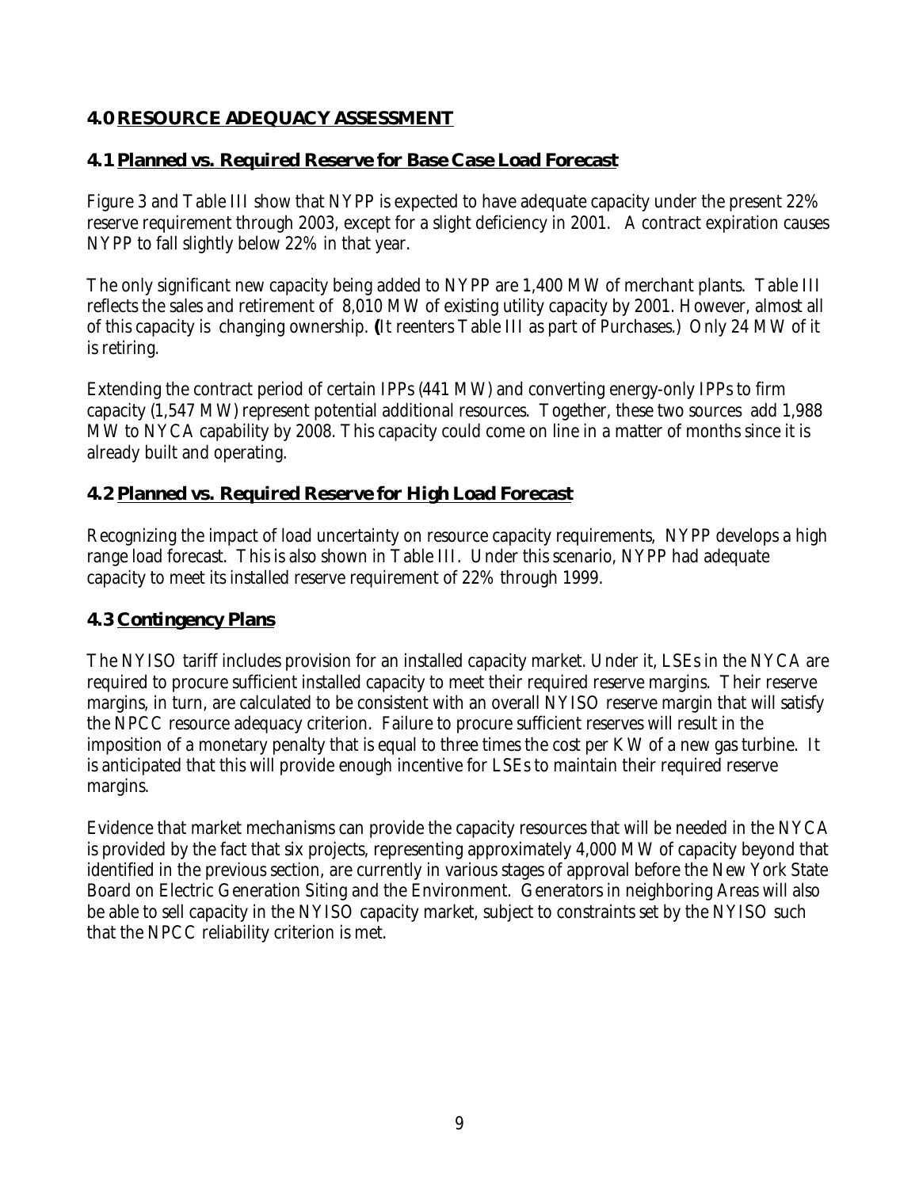## 4.0 RESOURCE ADEQUACY ASSESSMENT

### 4.1 Planned vs. Required Reserve for Base Case Load Forecast

Figure 3 and Table III show that NYPP is expected to have adequate capacity under the present 22% reserve requirement through 2003, except for a slight deficiency in 2001. A contract expiration causes NYPP to fall slightly below 22% in that year.

The only significant new capacity being added to NYPP are 1,400 MW of merchant plants. Table III reflects the sales and retirement of 8,010 MW of existing utility capacity by 2001. However, almost all of this capacity is changing ownership. (It reenters Table III as part of Purchases.) Only 24 MW of it is retiring.

Extending the contract period of certain IPPs (441 MW) and converting energy-only IPPs to firm capacity (1,547 MW) represent potential additional resources. Together, these two sources add 1,988 MW to NYCA capability by 2008. This capacity could come on line in a matter of months since it is already built and operating.

### 4.2 Planned vs. Required Reserve for High Load Forecast

Recognizing the impact of load uncertainty on resource capacity requirements, NYPP develops a high range load forecast. This is also shown in Table III. Under this scenario, NYPP had adequate capacity to meet its installed reserve requirement of 22% through 1999.

### 4.3 Contingency Plans

The NYISO tariff includes provision for an installed capacity market. Under it, LSEs in the NYCA are required to procure sufficient installed capacity to meet their required reserve margins. Their reserve margins, in turn, are calculated to be consistent with an overall NYISO reserve margin that will satisfy the NPCC resource adequacy criterion. Failure to procure sufficient reserves will result in the imposition of a monetary penalty that is equal to three times the cost per KW of a new gas turbine. It is anticipated that this will provide enough incentive for LSEs to maintain their required reserve margins.

Evidence that market mechanisms can provide the capacity resources that will be needed in the NYCA is provided by the fact that six projects, representing approximately 4,000 MW of capacity beyond that identified in the previous section, are currently in various stages of approval before the New York State Board on Electric Generation Siting and the Environment. Generators in neighboring Areas will also be able to sell capacity in the NYISO capacity market, subject to constraints set by the NYISO such that the NPCC reliability criterion is met.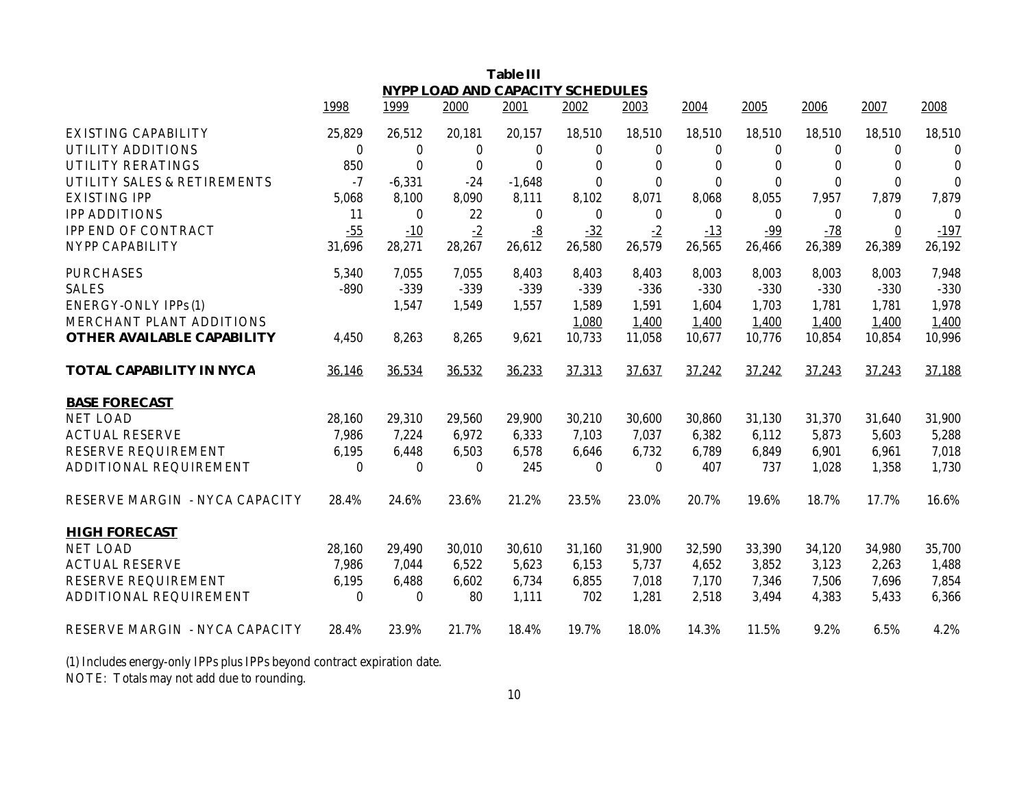**Table III**

**NYPP LOAD AND CAPACITY SCHEDULES**

| | 1998 | 1999 | 2000 | 2001 | 2002 | 2003 | 2004 | 2005 | 2006 | 2007 | 2008 |
|---|---|---|---|---|---|---|---|---|---|---|---|
| EXISTING CAPABILITY | 25,829 | 26,512 | 20,181 | 20,157 | 18,510 | 18,510 | 18,510 | 18,510 | 18,510 | 18,510 | 18,510 |
| UTILITY ADDITIONS | 0 | 0 | 0 | 0 | 0 | 0 | 0 | 0 | 0 | 0 | 0 |
| UTILITY RERATINGS | 850 | 0 | 0 | 0 | 0 | 0 | 0 | 0 | 0 | 0 | 0 |
| UTILITY SALES & RETIREMENTS | -7 | -6,331 | -24 | -1,648 | 0 | 0 | 0 | 0 | 0 | 0 | 0 |
| EXISTING IPP | 5,068 | 8,100 | 8,090 | 8,111 | 8,102 | 8,071 | 8,068 | 8,055 | 7,957 | 7,879 | 7,879 |
| IPP ADDITIONS | 11 | 0 | 22 | 0 | 0 | 0 | 0 | 0 | 0 | 0 | 0 |
| IPP END OF CONTRACT | -55 | -10 | -2 | -8 | -32 | -2 | -13 | -99 | -78 | 0 | -197 |
| NYPP CAPABILITY | 31,696 | 28,271 | 28,267 | 26,612 | 26,580 | 26,579 | 26,565 | 26,466 | 26,389 | 26,389 | 26,192 |
| PURCHASES | 5,340 | 7,055 | 7,055 | 8,403 | 8,403 | 8,403 | 8,003 | 8,003 | 8,003 | 8,003 | 7,948 |
| SALES | -890 | -339 | -339 | -339 | -339 | -336 | -330 | -330 | -330 | -330 | -330 |
| ENERGY-ONLY IPPs (1) | | 1,547 | 1,549 | 1,557 | 1,589 | 1,591 | 1,604 | 1,703 | 1,781 | 1,781 | 1,978 |
| MERCHANT PLANT ADDITIONS | | | | | 1,080 | 1,400 | 1,400 | 1,400 | 1,400 | 1,400 | 1,400 |
| **OTHER AVAILABLE CAPABILITY** | 4,450 | 8,263 | 8,265 | 9,621 | 10,733 | 11,058 | 10,677 | 10,776 | 10,854 | 10,854 | 10,996 |
| **TOTAL CAPABILITY IN NYCA** | 36,146 | 36,534 | 36,532 | 36,233 | 37,313 | 37,637 | 37,242 | 37,242 | 37,243 | 37,243 | 37,188 |
| **BASE FORECAST** | | | | | | | | | | | |
| NET LOAD | 28,160 | 29,310 | 29,560 | 29,900 | 30,210 | 30,600 | 30,860 | 31,130 | 31,370 | 31,640 | 31,900 |
| ACTUAL RESERVE | 7,986 | 7,224 | 6,972 | 6,333 | 7,103 | 7,037 | 6,382 | 6,112 | 5,873 | 5,603 | 5,288 |
| RESERVE REQUIREMENT | 6,195 | 6,448 | 6,503 | 6,578 | 6,646 | 6,732 | 6,789 | 6,849 | 6,901 | 6,961 | 7,018 |
| ADDITIONAL REQUIREMENT | 0 | 0 | 0 | 245 | 0 | 0 | 407 | 737 | 1,028 | 1,358 | 1,730 |
| RESERVE MARGIN - NYCA CAPACITY | 28.4% | 24.6% | 23.6% | 21.2% | 23.5% | 23.0% | 20.7% | 19.6% | 18.7% | 17.7% | 16.6% |
| **HIGH FORECAST** | | | | | | | | | | | |
| NET LOAD | 28,160 | 29,490 | 30,010 | 30,610 | 31,160 | 31,900 | 32,590 | 33,390 | 34,120 | 34,980 | 35,700 |
| ACTUAL RESERVE | 7,986 | 7,044 | 6,522 | 5,623 | 6,153 | 5,737 | 4,652 | 3,852 | 3,123 | 2,263 | 1,488 |
| RESERVE REQUIREMENT | 6,195 | 6,488 | 6,602 | 6,734 | 6,855 | 7,018 | 7,170 | 7,346 | 7,506 | 7,696 | 7,854 |
| ADDITIONAL REQUIREMENT | 0 | 0 | 80 | 1,111 | 702 | 1,281 | 2,518 | 3,494 | 4,383 | 5,433 | 6,366 |
| RESERVE MARGIN - NYCA CAPACITY | 28.4% | 23.9% | 21.7% | 18.4% | 19.7% | 18.0% | 14.3% | 11.5% | 9.2% | 6.5% | 4.2% |

(1) Includes energy-only IPPs plus IPPs beyond contract expiration date.

NOTE: Totals may not add due to rounding.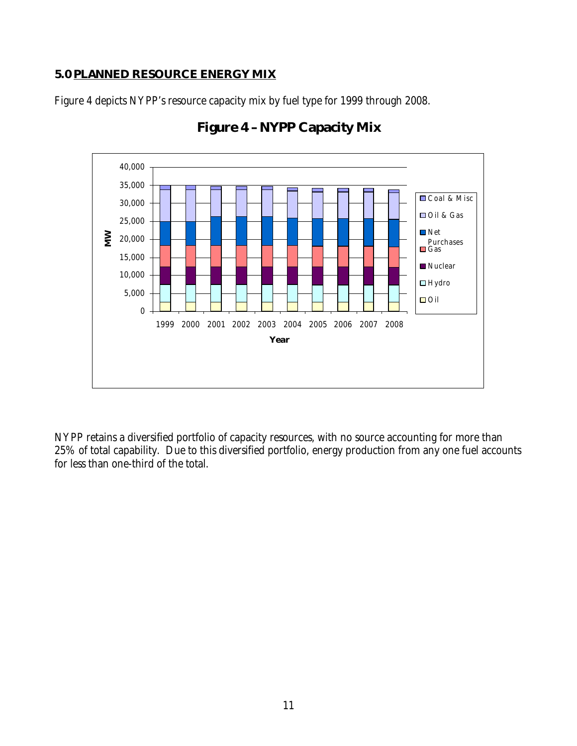## 5.0 PLANNED RESOURCE ENERGY MIX

Figure 4 depicts NYPP's resource capacity mix by fuel type for 1999 through 2008.

**Figure 4 – NYPP Capacity Mix**

40,000
35,000
30,000
25,000
20,000
15,000
10,000
5,000
0

MW

1999 2000 2001 2002 2003 2004 2005 2006 2007 2008

Year

Coal & Misc
Oil & Gas
Net Purchases
Gas
Nuclear
Hydro
Oil

NYPP retains a diversified portfolio of capacity resources, with no source accounting for more than 25% of total capability. Due to this diversified portfolio, energy production from any one fuel accounts for less than one-third of the total.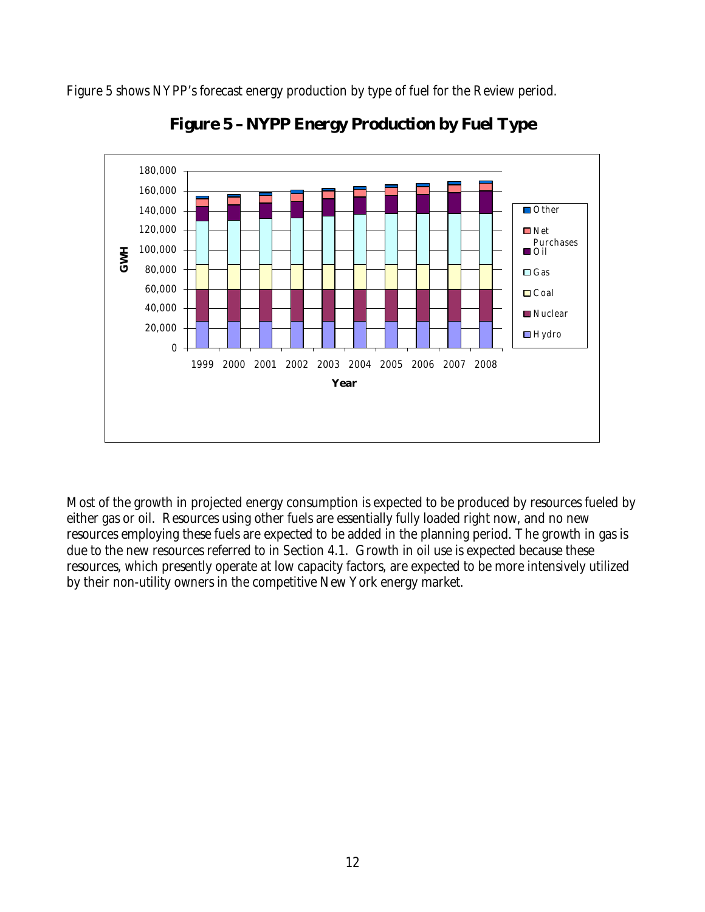Figure 5 shows NYPP's forecast energy production by type of fuel for the Review period.

**Figure 5 – NYPP Energy Production by Fuel Type**

GWH

180,000
160,000
140,000
120,000
100,000
80,000
60,000
40,000
20,000
0

1999 2000 2001 2002 2003 2004 2005 2006 2007 2008

Year

Other
Net Purchases
Oil
Gas
Coal
Nuclear
Hydro

Most of the growth in projected energy consumption is expected to be produced by resources fueled by either gas or oil. Resources using other fuels are essentially fully loaded right now, and no new resources employing these fuels are expected to be added in the planning period. The growth in gas is due to the new resources referred to in Section 4.1. Growth in oil use is expected because these resources, which presently operate at low capacity factors, are expected to be more intensively utilized by their non-utility owners in the competitive New York energy market.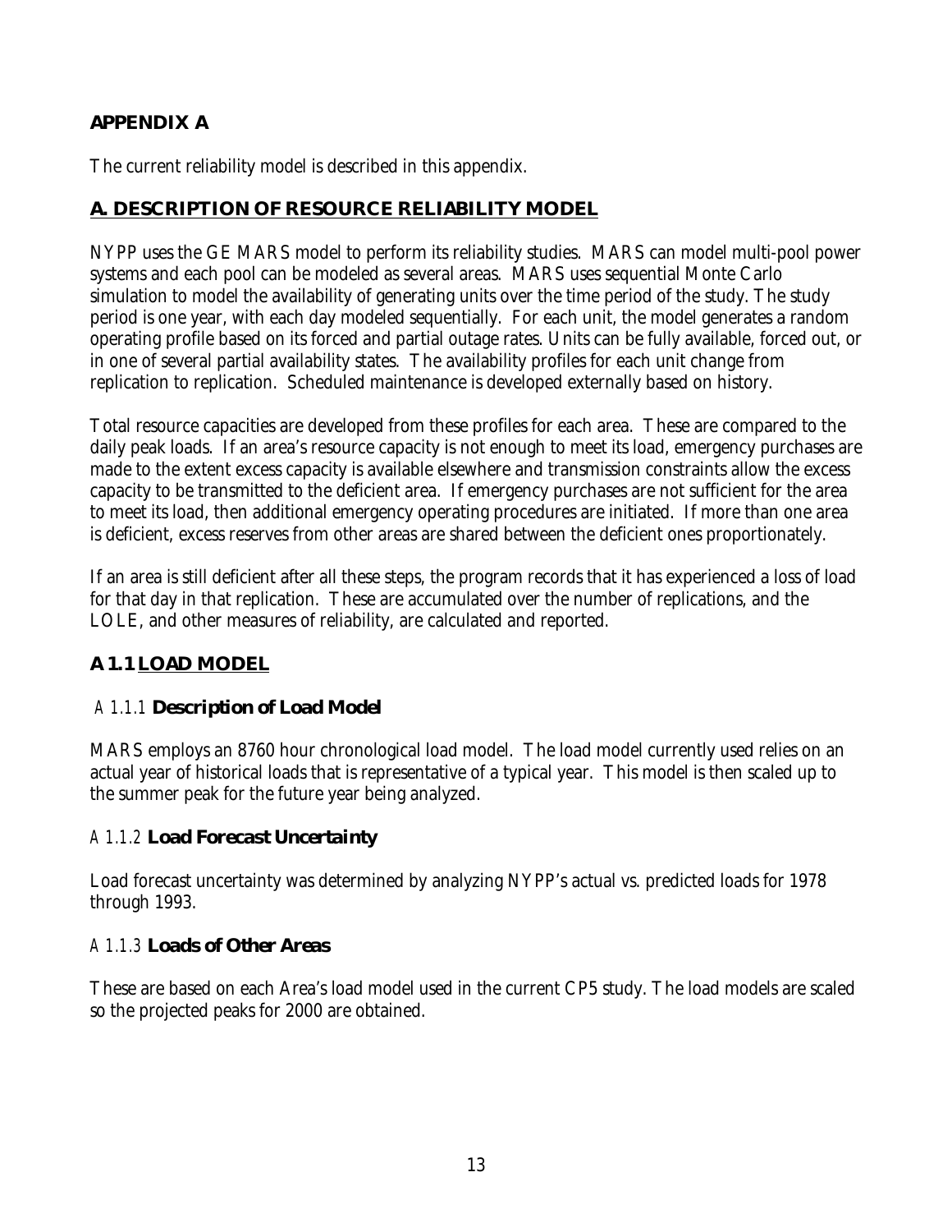## APPENDIX A

The current reliability model is described in this appendix.

## A. DESCRIPTION OF RESOURCE RELIABILITY MODEL

NYPP uses the GE MARS model to perform its reliability studies. MARS can model multi-pool power systems and each pool can be modeled as several areas. MARS uses sequential Monte Carlo simulation to model the availability of generating units over the time period of the study. The study period is one year, with each day modeled sequentially. For each unit, the model generates a random operating profile based on its forced and partial outage rates. Units can be fully available, forced out, or in one of several partial availability states. The availability profiles for each unit change from replication to replication. Scheduled maintenance is developed externally based on history.

Total resource capacities are developed from these profiles for each area. These are compared to the daily peak loads. If an area's resource capacity is not enough to meet its load, emergency purchases are made to the extent excess capacity is available elsewhere and transmission constraints allow the excess capacity to be transmitted to the deficient area. If emergency purchases are not sufficient for the area to meet its load, then additional emergency operating procedures are initiated. If more than one area is deficient, excess reserves from other areas are shared between the deficient ones proportionately.

If an area is still deficient after all these steps, the program records that it has experienced a loss of load for that day in that replication. These are accumulated over the number of replications, and the LOLE, and other measures of reliability, are calculated and reported.

### A 1.1 LOAD MODEL

#### A 1.1.1 Description of Load Model

MARS employs an 8760 hour chronological load model. The load model currently used relies on an actual year of historical loads that is representative of a typical year. This model is then scaled up to the summer peak for the future year being analyzed.

#### A 1.1.2 Load Forecast Uncertainty

Load forecast uncertainty was determined by analyzing NYPP's actual vs. predicted loads for 1978 through 1993.

#### A 1.1.3 Loads of Other Areas

These are based on each Area's load model used in the current CP5 study. The load models are scaled so the projected peaks for 2000 are obtained.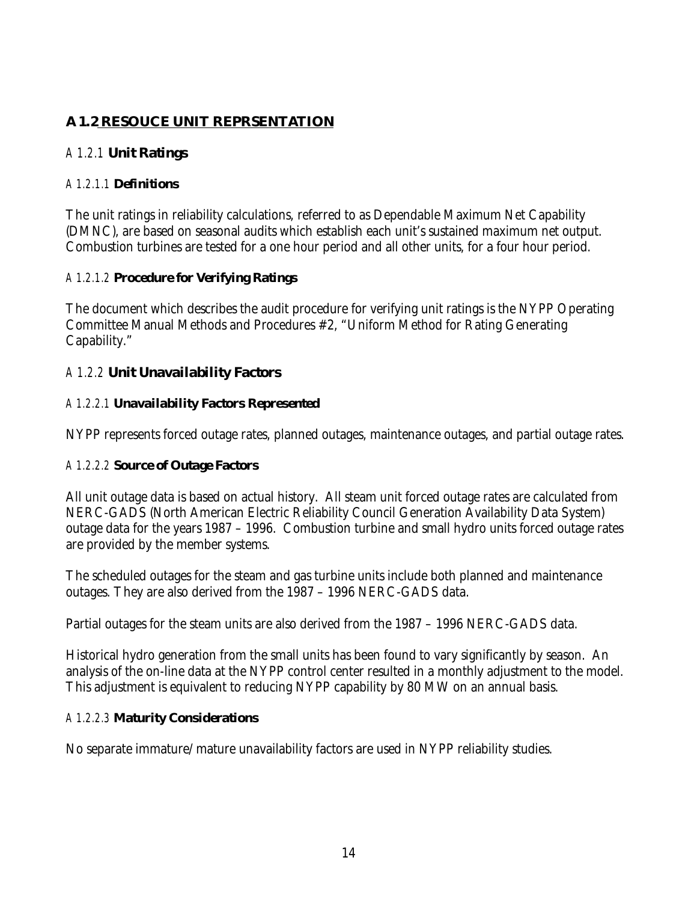## A1.2 RESOUCE UNIT REPRSENTATION

### A1.2.1 Unit Ratings

#### A1.2.1.1 Definitions

The unit ratings in reliability calculations, referred to as Dependable Maximum Net Capability (DMNC), are based on seasonal audits which establish each unit's sustained maximum net output. Combustion turbines are tested for a one hour period and all other units, for a four hour period.

#### A1.2.1.2 Procedure for Verifying Ratings

The document which describes the audit procedure for verifying unit ratings is the NYPP Operating Committee Manual Methods and Procedures #2, "Uniform Method for Rating Generating Capability."

### A1.2.2 Unit Unavailability Factors

#### A1.2.2.1 Unavailability Factors Represented

NYPP represents forced outage rates, planned outages, maintenance outages, and partial outage rates.

#### A1.2.2.2 Source of Outage Factors

All unit outage data is based on actual history. All steam unit forced outage rates are calculated from NERC-GADS (North American Electric Reliability Council Generation Availability Data System) outage data for the years 1987 – 1996. Combustion turbine and small hydro units forced outage rates are provided by the member systems.

The scheduled outages for the steam and gas turbine units include both planned and maintenance outages. They are also derived from the 1987 – 1996 NERC-GADS data.

Partial outages for the steam units are also derived from the 1987 – 1996 NERC-GADS data.

Historical hydro generation from the small units has been found to vary significantly by season. An analysis of the on-line data at the NYPP control center resulted in a monthly adjustment to the model. This adjustment is equivalent to reducing NYPP capability by 80 MW on an annual basis.

#### A1.2.2.3 Maturity Considerations

No separate immature/mature unavailability factors are used in NYPP reliability studies.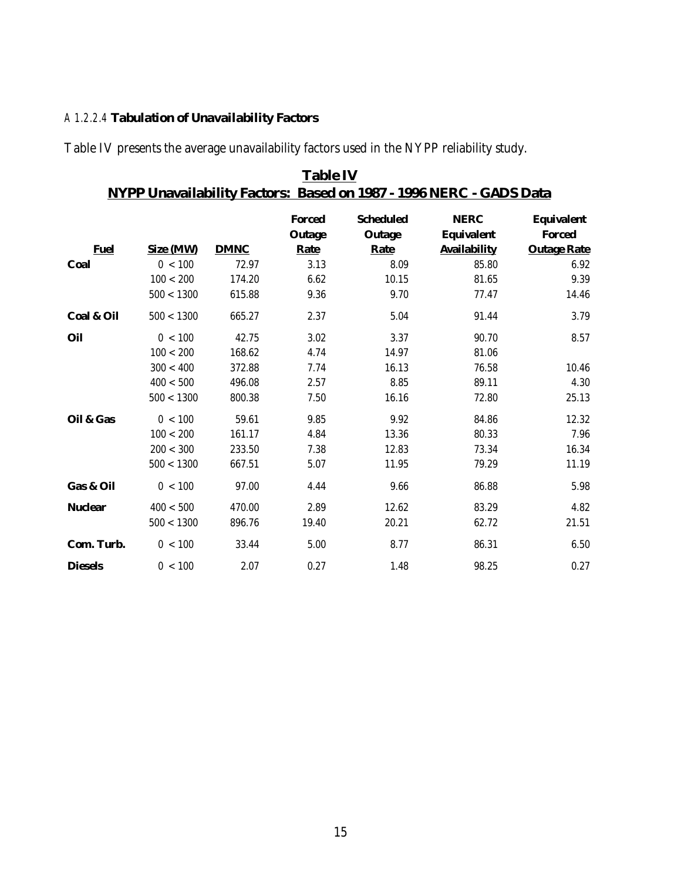A 1.2.2.4 **Tabulation of Unavailability Factors**

Table IV presents the average unavailability factors used in the NYPP reliability study.

**Table IV**
**NYPP Unavailability Factors: Based on 1987 - 1996 NERC - GADS Data**

| Fuel | Size (MW) | DMNC | Forced Outage Rate | Scheduled Outage Rate | NERC Equivalent Availability | Equivalent Forced Outage Rate |
|---|---|---|---|---|---|---|
| **Coal** | 0 < 100 | 72.97 | 3.13 | 8.09 | 85.80 | 6.92 |
| | 100 < 200 | 174.20 | 6.62 | 10.15 | 81.65 | 9.39 |
| | 500 < 1300 | 615.88 | 9.36 | 9.70 | 77.47 | 14.46 |
| **Coal & Oil** | 500 < 1300 | 665.27 | 2.37 | 5.04 | 91.44 | 3.79 |
| **Oil** | 0 < 100 | 42.75 | 3.02 | 3.37 | 90.70 | 8.57 |
| | 100 < 200 | 168.62 | 4.74 | 14.97 | 81.06 | |
| | 300 < 400 | 372.88 | 7.74 | 16.13 | 76.58 | 10.46 |
| | 400 < 500 | 496.08 | 2.57 | 8.85 | 89.11 | 4.30 |
| | 500 < 1300 | 800.38 | 7.50 | 16.16 | 72.80 | 25.13 |
| **Oil & Gas** | 0 < 100 | 59.61 | 9.85 | 9.92 | 84.86 | 12.32 |
| | 100 < 200 | 161.17 | 4.84 | 13.36 | 80.33 | 7.96 |
| | 200 < 300 | 233.50 | 7.38 | 12.83 | 73.34 | 16.34 |
| | 500 < 1300 | 667.51 | 5.07 | 11.95 | 79.29 | 11.19 |
| **Gas & Oil** | 0 < 100 | 97.00 | 4.44 | 9.66 | 86.88 | 5.98 |
| **Nuclear** | 400 < 500 | 470.00 | 2.89 | 12.62 | 83.29 | 4.82 |
| | 500 < 1300 | 896.76 | 19.40 | 20.21 | 62.72 | 21.51 |
| **Com. Turb.** | 0 < 100 | 33.44 | 5.00 | 8.77 | 86.31 | 6.50 |
| **Diesels** | 0 < 100 | 2.07 | 0.27 | 1.48 | 98.25 | 0.27 |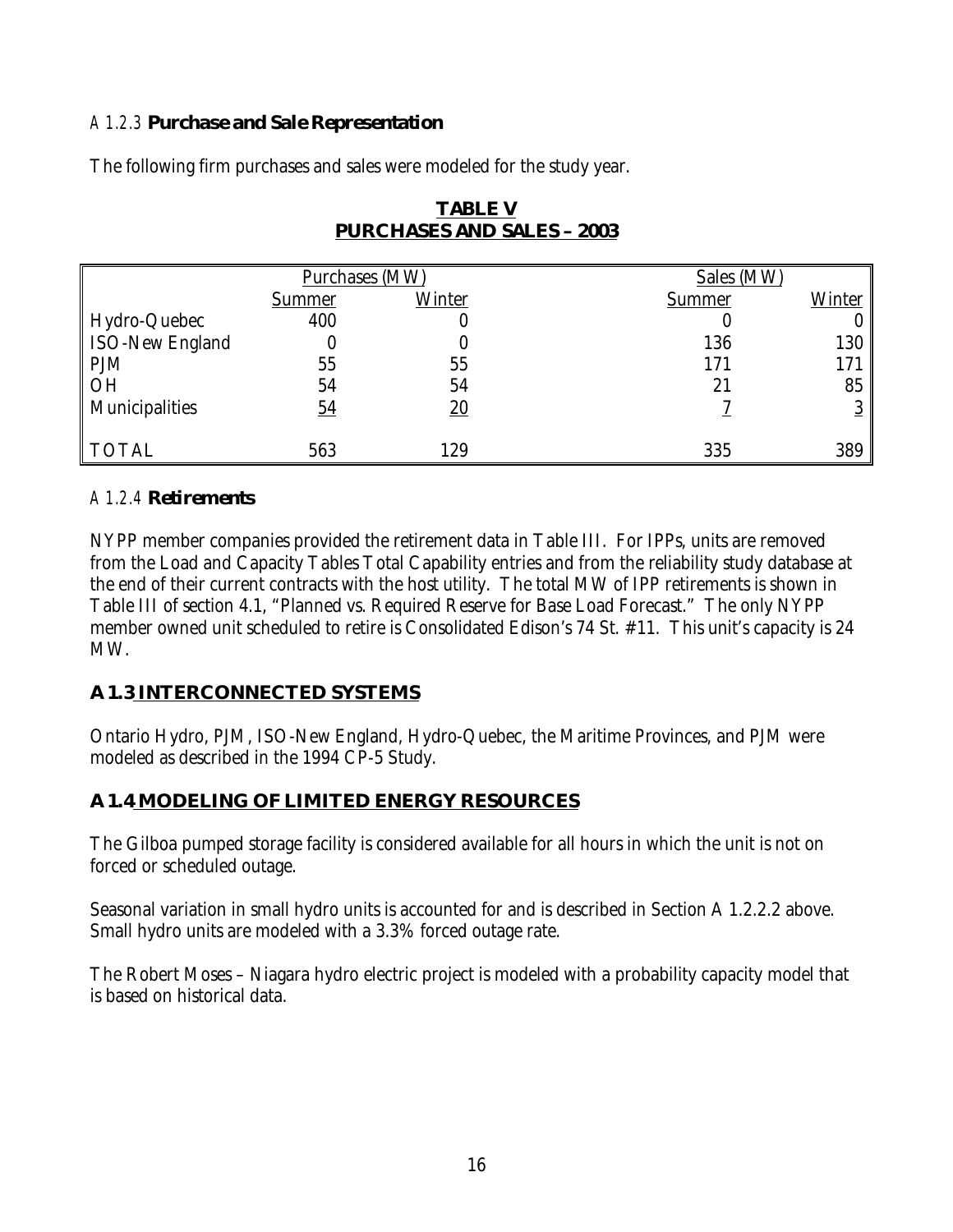### *A 1.2.3* **Purchase and Sale Representation**

The following firm purchases and sales were modeled for the study year.

**TABLE V**
**PURCHASES AND SALES – 2003**

| | Purchases (MW) | | Sales (MW) | |
|---|---|---|---|---|
| | Summer | Winter | Summer | Winter |
| Hydro-Quebec | 400 | 0 | 0 | 0 |
| ISO-New England | 0 | 0 | 136 | 130 |
| PJM | 55 | 55 | 171 | 171 |
| OH | 54 | 54 | 21 | 85 |
| Municipalities | 54 | 20 | 7 | 3 |
| TOTAL | 563 | 129 | 335 | 389 |

### *A 1.2.4* ***Retirements***

NYPP member companies provided the retirement data in Table III. For IPPs, units are removed from the Load and Capacity Tables Total Capability entries and from the reliability study database at the end of their current contracts with the host utility. The total MW of IPP retirements is shown in Table III of section 4.1, "Planned vs. Required Reserve for Base Load Forecast." The only NYPP member owned unit scheduled to retire is Consolidated Edison's 74 St. #11. This unit's capacity is 24 MW.

## A 1.3 INTERCONNECTED SYSTEMS

Ontario Hydro, PJM, ISO-New England, Hydro-Quebec, the Maritime Provinces, and PJM were modeled as described in the 1994 CP-5 Study.

## A 1.4 MODELING OF LIMITED ENERGY RESOURCES

The Gilboa pumped storage facility is considered available for all hours in which the unit is not on forced or scheduled outage.

Seasonal variation in small hydro units is accounted for and is described in Section A 1.2.2.2 above. Small hydro units are modeled with a 3.3% forced outage rate.

The Robert Moses – Niagara hydro electric project is modeled with a probability capacity model that is based on historical data.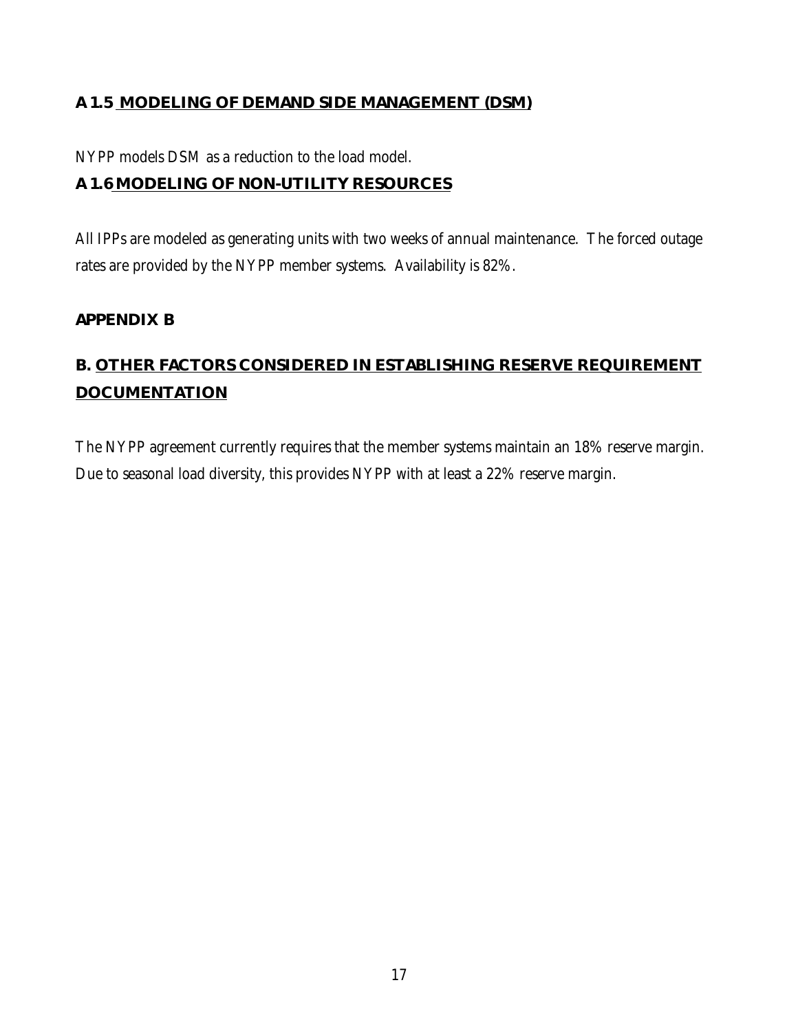### A 1.5 MODELING OF DEMAND SIDE MANAGEMENT (DSM)

NYPP models DSM as a reduction to the load model.

### A 1.6 MODELING OF NON-UTILITY RESOURCES

All IPPs are modeled as generating units with two weeks of annual maintenance. The forced outage rates are provided by the NYPP member systems. Availability is 82%.

## APPENDIX B

## B. OTHER FACTORS CONSIDERED IN ESTABLISHING RESERVE REQUIREMENT DOCUMENTATION

The NYPP agreement currently requires that the member systems maintain an 18% reserve margin. Due to seasonal load diversity, this provides NYPP with at least a 22% reserve margin.